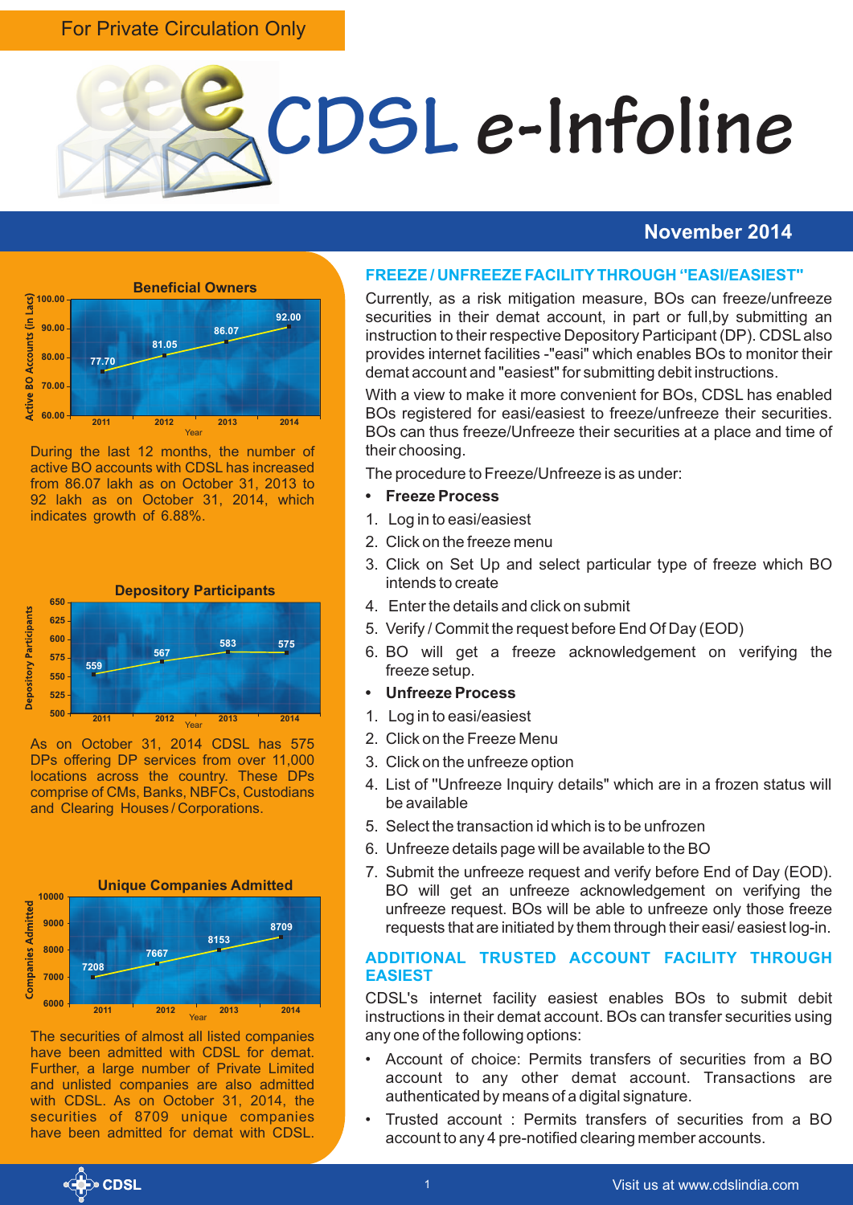For Private Circulation Only

# CDSL e-Infoline

**November 2014**

### Beneficial Owners

| Year | Active BO Accounts (in Lacs) |
|---|---|
| 2011 | 77.70 |
| 2012 | 81.05 |
| 2013 | 86.07 |
| 2014 | 92.00 |

During the last 12 months, the number of active BO accounts with CDSL has increased from 86.07 lakh as on October 31, 2013 to 92 lakh as on October 31, 2014, which indicates growth of 6.88%.

### Depository Participants

| Year | Depository Participants |
|---|---|
| 2011 | 559 |
| 2012 | 567 |
| 2013 | 583 |
| 2014 | 575 |

As on October 31, 2014 CDSL has 575 DPs offering DP services from over 11,000 locations across the country. These DPs comprise of CMs, Banks, NBFCs, Custodians and Clearing Houses / Corporations.

### Unique Companies Admitted

| Year | Companies Admitted |
|---|---|
| 2011 | 7208 |
| 2012 | 7667 |
| 2013 | 8153 |
| 2014 | 8709 |

The securities of almost all listed companies have been admitted with CDSL for demat. Further, a large number of Private Limited and unlisted companies are also admitted with CDSL. As on October 31, 2014, the securities of 8709 unique companies have been admitted for demat with CDSL.

## FREEZE / UNFREEZE FACILITY THROUGH "EASI/EASIEST"

Currently, as a risk mitigation measure, BOs can freeze/unfreeze securities in their demat account, in part or full,by submitting an instruction to their respective Depository Participant (DP). CDSL also provides internet facilities -"easi" which enables BOs to monitor their demat account and "easiest" for submitting debit instructions.

With a view to make it more convenient for BOs, CDSL has enabled BOs registered for easi/easiest to freeze/unfreeze their securities. BOs can thus freeze/Unfreeze their securities at a place and time of their choosing.

The procedure to Freeze/Unfreeze is as under:

- **Freeze Process**

1. Log in to easi/easiest
2. Click on the freeze menu
3. Click on Set Up and select particular type of freeze which BO intends to create
4. Enter the details and click on submit
5. Verify / Commit the request before End Of Day (EOD)
6. BO will get a freeze acknowledgement on verifying the freeze setup.

- **Unfreeze Process**

1. Log in to easi/easiest
2. Click on the Freeze Menu
3. Click on the unfreeze option
4. List of "Unfreeze Inquiry details" which are in a frozen status will be available
5. Select the transaction id which is to be unfrozen
6. Unfreeze details page will be available to the BO
7. Submit the unfreeze request and verify before End of Day (EOD). BO will get an unfreeze acknowledgement on verifying the unfreeze request. BOs will be able to unfreeze only those freeze requests that are initiated by them through their easi/ easiest log-in.

## ADDITIONAL TRUSTED ACCOUNT FACILITY THROUGH EASIEST

CDSL's internet facility easiest enables BOs to submit debit instructions in their demat account. BOs can transfer securities using any one of the following options:

- Account of choice: Permits transfers of securities from a BO account to any other demat account. Transactions are authenticated by means of a digital signature.
- Trusted account : Permits transfers of securities from a BO account to any 4 pre-notified clearing member accounts.

CDSL

Visit us at www.cdslindia.com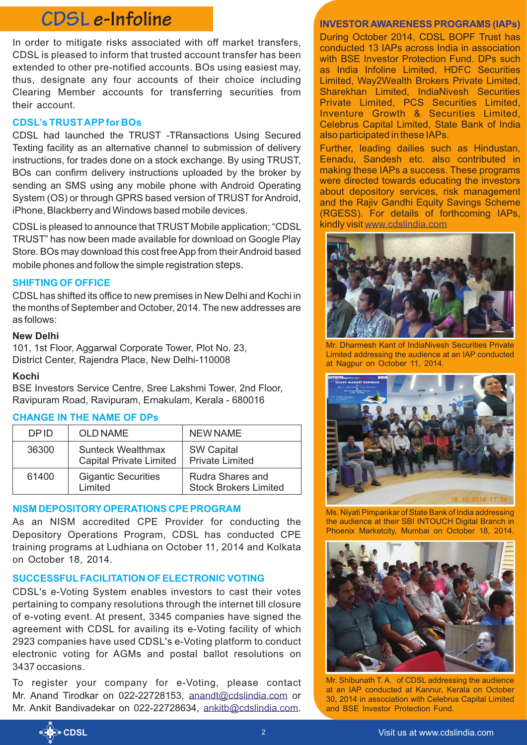# CDSL e-Infoline

In order to mitigate risks associated with off market transfers, CDSL is pleased to inform that trusted account transfer has been extended to other pre-notified accounts. BOs using easiest may, thus, designate any four accounts of their choice including Clearing Member accounts for transferring securities from their account.

## CDSL's TRUST APP for BOs

CDSL had launched the TRUST -TRansactions Using Secured Texting facility as an alternative channel to submission of delivery instructions, for trades done on a stock exchange. By using TRUST, BOs can confirm delivery instructions uploaded by the broker by sending an SMS using any mobile phone with Android Operating System (OS) or through GPRS based version of TRUST for Android, iPhone, Blackberry and Windows based mobile devices.

CDSL is pleased to announce that TRUST Mobile application; "CDSL TRUST" has now been made available for download on Google Play Store. BOs may download this cost free App from their Android based mobile phones and follow the simple registration steps.

## SHIFTING OF OFFICE

CDSL has shifted its office to new premises in New Delhi and Kochi in the months of September and October, 2014. The new addresses are as follows:

**New Delhi**

101, 1st Floor, Aggarwal Corporate Tower, Plot No. 23, District Center, Rajendra Place, New Delhi-110008

**Kochi**

BSE Investors Service Centre, Sree Lakshmi Tower, 2nd Floor, Ravipuram Road, Ravipuram, Ernakulam, Kerala - 680016

## CHANGE IN THE NAME OF DPs

| DP ID | OLD NAME | NEW NAME |
|---|---|---|
| 36300 | Sunteck Wealthmax Capital Private Limited | SW Capital Private Limited |
| 61400 | Gigantic Securities Limited | Rudra Shares and Stock Brokers Limited |

## NISM DEPOSITORY OPERATIONS CPE PROGRAM

As an NISM accredited CPE Provider for conducting the Depository Operations Program, CDSL has conducted CPE training programs at Ludhiana on October 11, 2014 and Kolkata on October 18, 2014.

## SUCCESSFUL FACILITATION OF ELECTRONIC VOTING

CDSL's e-Voting System enables investors to cast their votes pertaining to company resolutions through the internet till closure of e-voting event. At present, 3345 companies have signed the agreement with CDSL for availing its e-Voting facility of which 2923 companies have used CDSL's e-Voting platform to conduct electronic voting for AGMs and postal ballot resolutions on 3437 occasions.

To register your company for e-Voting, please contact Mr. Anand Tirodkar on 022-22728153, anandt@cdslindia.com or Mr. Ankit Bandivadekar on 022-22728634, ankitb@cdslindia.com.

## INVESTOR AWARENESS PROGRAMS (IAPs)

During October 2014, CDSL BOPF Trust has conducted 13 IAPs across India in association with BSE Investor Protection Fund. DPs such as India Infoline Limited, HDFC Securities Limited, Way2Wealth Brokers Private Limited, Sharekhan Limited, IndiaNivesh Securities Private Limited, PCS Securities Limited, Inventure Growth & Securities Limited, Celebrus Capital Limited, State Bank of India also participated in these IAPs.

Further, leading dailies such as Hindustan, Eenadu, Sandesh etc. also contributed in making these IAPs a success. These programs were directed towards educating the investors about depository services, risk management and the Rajiv Gandhi Equity Savings Scheme (RGESS). For details of forthcoming IAPs, kindly visit www.cdslindia.com

Mr. Dharmesh Kant of IndiaNivesh Securities Private Limited addressing the audience at an IAP conducted at Nagpur on October 11, 2014.

Ms. Niyati Pimparikar of State Bank of India addressing the audience at their SBI INTOUCH Digital Branch in Phoenix Marketcity, Mumbai on October 18, 2014.

Mr. Shibunath T. A. of CDSL addressing the audience at an IAP conducted at Kannur, Kerala on October 30, 2014 in association with Celebrus Capital Limited and BSE Investor Protection Fund.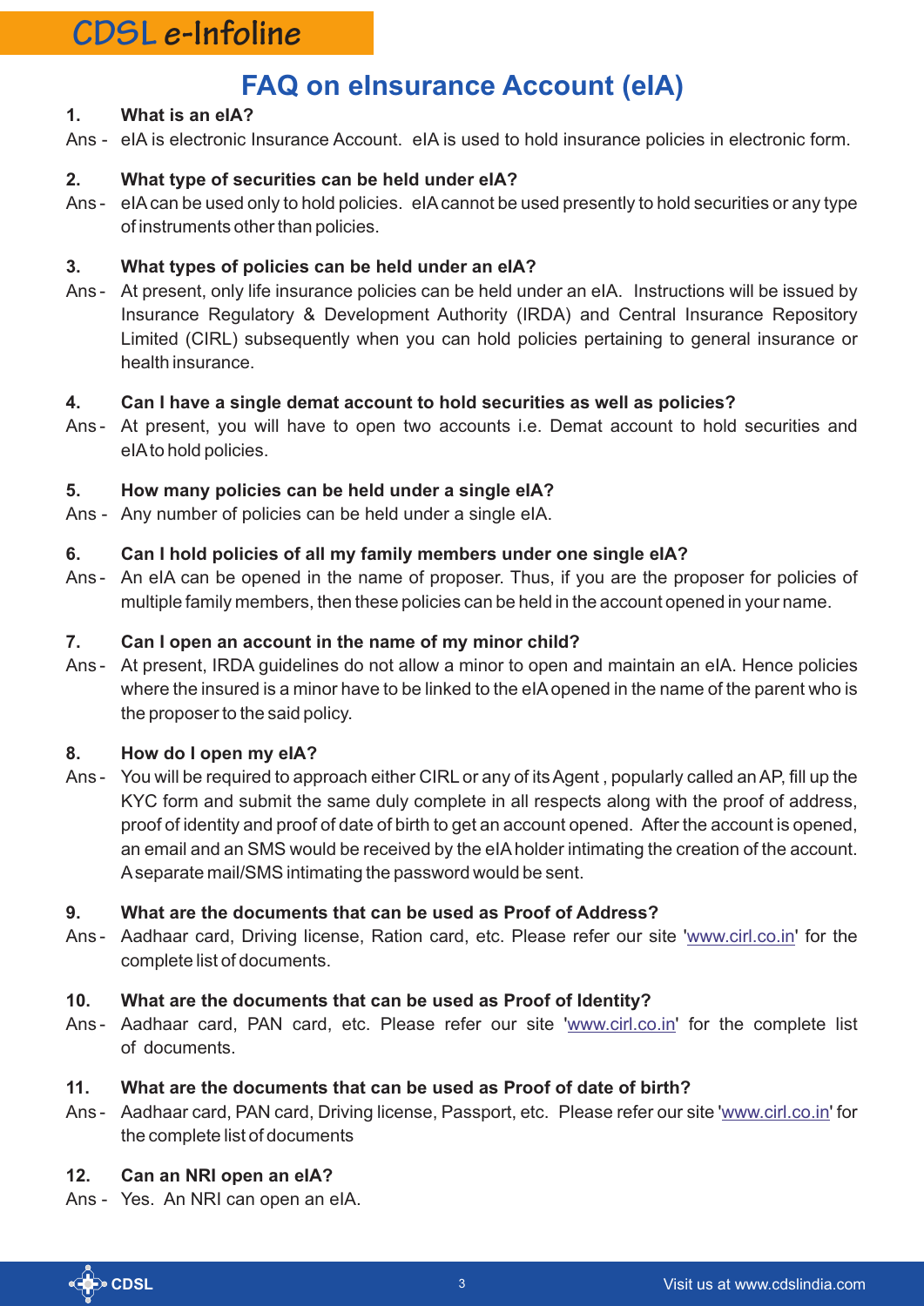# FAQ on eInsurance Account (eIA)

**1. What is an eIA?**

Ans - eIA is electronic Insurance Account. eIA is used to hold insurance policies in electronic form.

**2. What type of securities can be held under eIA?**

Ans - eIA can be used only to hold policies. eIA cannot be used presently to hold securities or any type of instruments other than policies.

**3. What types of policies can be held under an eIA?**

Ans - At present, only life insurance policies can be held under an eIA. Instructions will be issued by Insurance Regulatory & Development Authority (IRDA) and Central Insurance Repository Limited (CIRL) subsequently when you can hold policies pertaining to general insurance or health insurance.

**4. Can I have a single demat account to hold securities as well as policies?**

Ans - At present, you will have to open two accounts i.e. Demat account to hold securities and eIA to hold policies.

**5. How many policies can be held under a single eIA?**

Ans - Any number of policies can be held under a single eIA.

**6. Can I hold policies of all my family members under one single eIA?**

Ans - An eIA can be opened in the name of proposer. Thus, if you are the proposer for policies of multiple family members, then these policies can be held in the account opened in your name.

**7. Can I open an account in the name of my minor child?**

Ans - At present, IRDA guidelines do not allow a minor to open and maintain an eIA. Hence policies where the insured is a minor have to be linked to the eIA opened in the name of the parent who is the proposer to the said policy.

**8. How do I open my eIA?**

Ans - You will be required to approach either CIRL or any of its Agent , popularly called an AP, fill up the KYC form and submit the same duly complete in all respects along with the proof of address, proof of identity and proof of date of birth to get an account opened. After the account is opened, an email and an SMS would be received by the eIA holder intimating the creation of the account. A separate mail/SMS intimating the password would be sent.

**9. What are the documents that can be used as Proof of Address?**

Ans - Aadhaar card, Driving license, Ration card, etc. Please refer our site 'www.cirl.co.in' for the complete list of documents.

**10. What are the documents that can be used as Proof of Identity?**

Ans - Aadhaar card, PAN card, etc. Please refer our site 'www.cirl.co.in' for the complete list of documents.

**11. What are the documents that can be used as Proof of date of birth?**

Ans - Aadhaar card, PAN card, Driving license, Passport, etc. Please refer our site 'www.cirl.co.in' for the complete list of documents

**12. Can an NRI open an eIA?**

Ans - Yes. An NRI can open an eIA.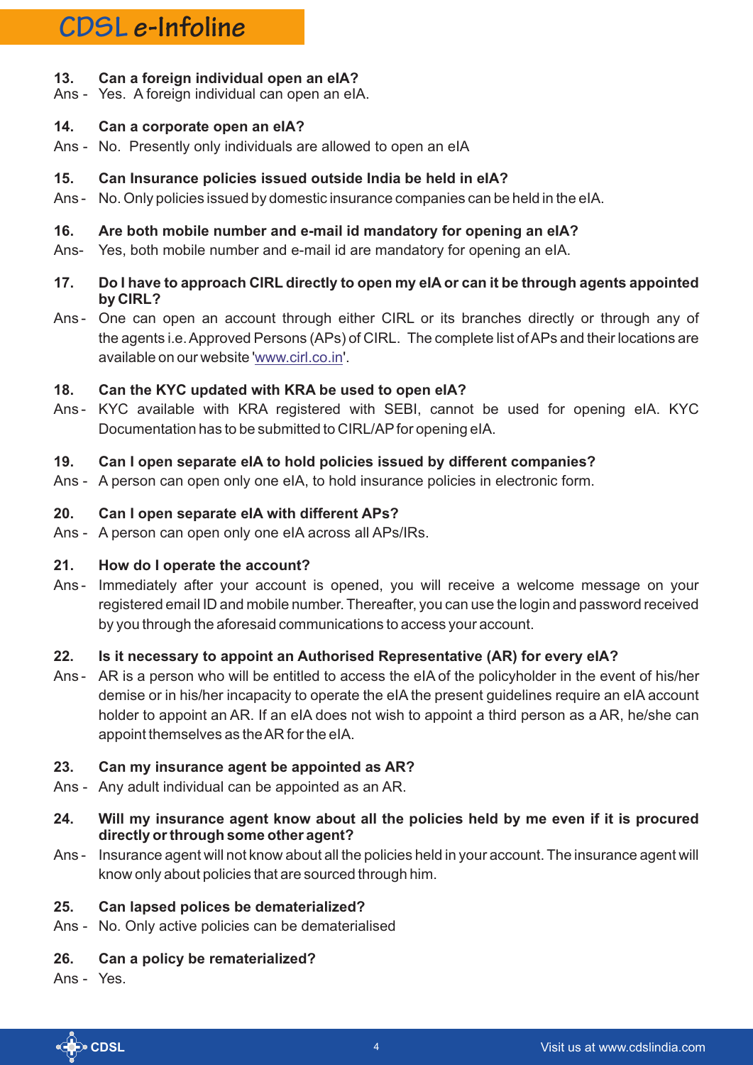**13. Can a foreign individual open an eIA?**

Ans - Yes. A foreign individual can open an eIA.

**14. Can a corporate open an eIA?**

Ans - No. Presently only individuals are allowed to open an eIA

**15. Can Insurance policies issued outside India be held in eIA?**

Ans - No. Only policies issued by domestic insurance companies can be held in the eIA.

**16. Are both mobile number and e-mail id mandatory for opening an eIA?**

Ans- Yes, both mobile number and e-mail id are mandatory for opening an eIA.

**17. Do I have to approach CIRL directly to open my eIA or can it be through agents appointed by CIRL?**

Ans - One can open an account through either CIRL or its branches directly or through any of the agents i.e. Approved Persons (APs) of CIRL. The complete list of APs and their locations are available on our website 'www.cirl.co.in'.

**18. Can the KYC updated with KRA be used to open eIA?**

Ans - KYC available with KRA registered with SEBI, cannot be used for opening eIA. KYC Documentation has to be submitted to CIRL/AP for opening eIA.

**19. Can I open separate eIA to hold policies issued by different companies?**

Ans - A person can open only one eIA, to hold insurance policies in electronic form.

**20. Can I open separate eIA with different APs?**

Ans - A person can open only one eIA across all APs/IRs.

**21. How do I operate the account?**

Ans - Immediately after your account is opened, you will receive a welcome message on your registered email ID and mobile number. Thereafter, you can use the login and password received by you through the aforesaid communications to access your account.

**22. Is it necessary to appoint an Authorised Representative (AR) for every eIA?**

Ans - AR is a person who will be entitled to access the eIA of the policyholder in the event of his/her demise or in his/her incapacity to operate the eIA the present guidelines require an eIA account holder to appoint an AR. If an eIA does not wish to appoint a third person as a AR, he/she can appoint themselves as the AR for the eIA.

**23. Can my insurance agent be appointed as AR?**

Ans - Any adult individual can be appointed as an AR.

**24. Will my insurance agent know about all the policies held by me even if it is procured directly or through some other agent?**

Ans - Insurance agent will not know about all the policies held in your account. The insurance agent will know only about policies that are sourced through him.

**25. Can lapsed polices be dematerialized?**

Ans - No. Only active policies can be dematerialised

**26. Can a policy be rematerialized?**

Ans - Yes.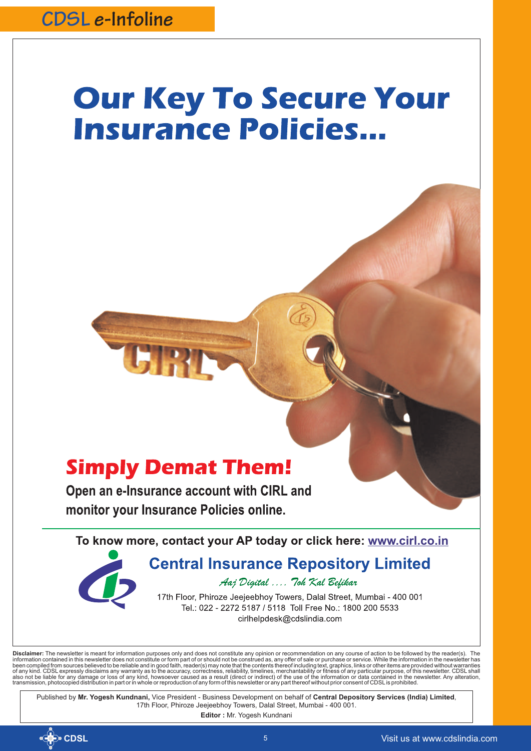# Our Key To Secure Your Insurance Policies...

## Simply Demat Them!

**Open an e-Insurance account with CIRL and monitor your Insurance Policies online.**

**To know more, contact your AP today or click here: www.cirl.co.in**

## Central Insurance Repository Limited

*Aaj Digital .... Toh Kal Befikar*

17th Floor, Phiroze Jeejeebhoy Towers, Dalal Street, Mumbai - 400 001
Tel.: 022 - 2272 5187 / 5118 Toll Free No.: 1800 200 5533
cirlhelpdesk@cdslindia.com

**Disclaimer:** The newsletter is meant for information purposes only and does not constitute any opinion or recommendation on any course of action to be followed by the reader(s). The information contained in this newsletter does not constitute or form part of or should not be construed as, any offer of sale or purchase or service. While the information in the newsletter has been compiled from sources believed to be reliable and in good faith, reader(s) may note that the contents thereof including text, graphics, links or other items are provided without warranties of any kind. CDSL expressly disclaims any warranty as to the accuracy, correctness, reliability, timelines, merchantability or fitness of any particular purpose, of this newsletter. CDSL shall also not be liable for any damage or loss of any kind, howsoever caused as a result (direct or indirect) of the use of the information or data contained in the newsletter. Any alteration, transmission, photocopied distribution in part or in whole or reproduction of any form of this newsletter or any part thereof without prior consent of CDSL is prohibited.

Published by **Mr. Yogesh Kundnani,** Vice President - Business Development on behalf of **Central Depository Services (India) Limited**, 17th Floor, Phiroze Jeejeebhoy Towers, Dalal Street, Mumbai - 400 001.

**Editor :** Mr. Yogesh Kundnani

Visit us at www.cdslindia.com